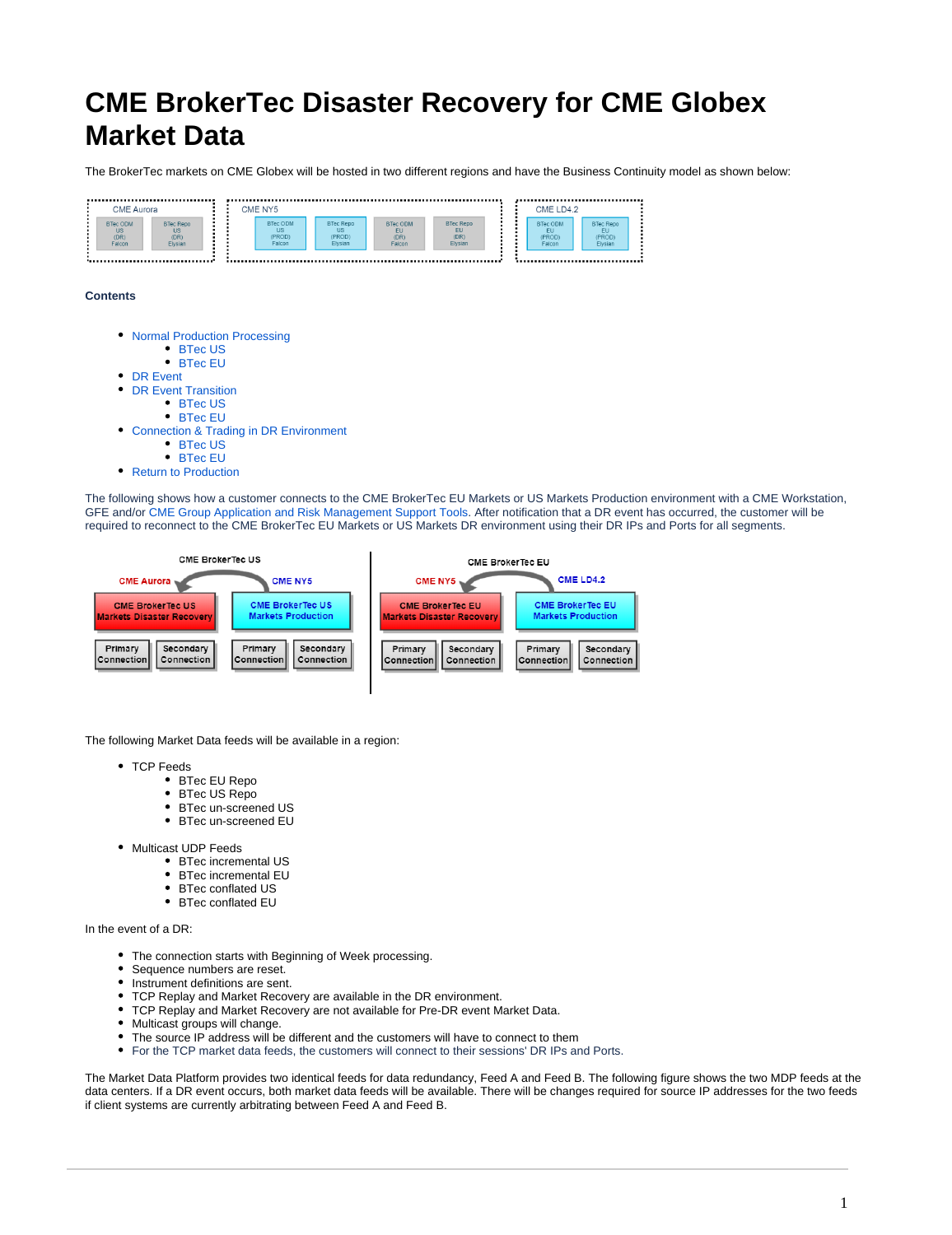# CME BrokerTec Disaster Recovery for CME Globex Market Data

The BrokerTec markets on CME Globex will be hosted in two different regions and have the Business Continuity model as shown below:

**Contents**

- Normal Production Processing
  - BTec US
  - BTec EU
- DR Event
- DR Event Transition
  - BTec US
  - BTec EU
- Connection & Trading in DR Environment
  - BTec US
  - BTec EU
- Return to Production

The following shows how a customer connects to the CME BrokerTec EU Markets or US Markets Production environment with a CME Workstation, GFE and/or CME Group Application and Risk Management Support Tools. After notification that a DR event has occurred, the customer will be required to reconnect to the CME BrokerTec EU Markets or US Markets DR environment using their DR IPs and Ports for all segments.

The following Market Data feeds will be available in a region:

- TCP Feeds
  - BTec EU Repo
  - BTec US Repo
  - BTec un-screened US
  - BTec un-screened EU
- Multicast UDP Feeds
  - BTec incremental US
  - BTec incremental EU
  - BTec conflated US
  - BTec conflated EU

In the event of a DR:

- The connection starts with Beginning of Week processing.
- Sequence numbers are reset.
- Instrument definitions are sent.
- TCP Replay and Market Recovery are available in the DR environment.
- TCP Replay and Market Recovery are not available for Pre-DR event Market Data.
- Multicast groups will change.
- The source IP address will be different and the customers will have to connect to them
- For the TCP market data feeds, the customers will connect to their sessions' DR IPs and Ports.

The Market Data Platform provides two identical feeds for data redundancy, Feed A and Feed B. The following figure shows the two MDP feeds at the data centers. If a DR event occurs, both market data feeds will be available. There will be changes required for source IP addresses for the two feeds if client systems are currently arbitrating between Feed A and Feed B.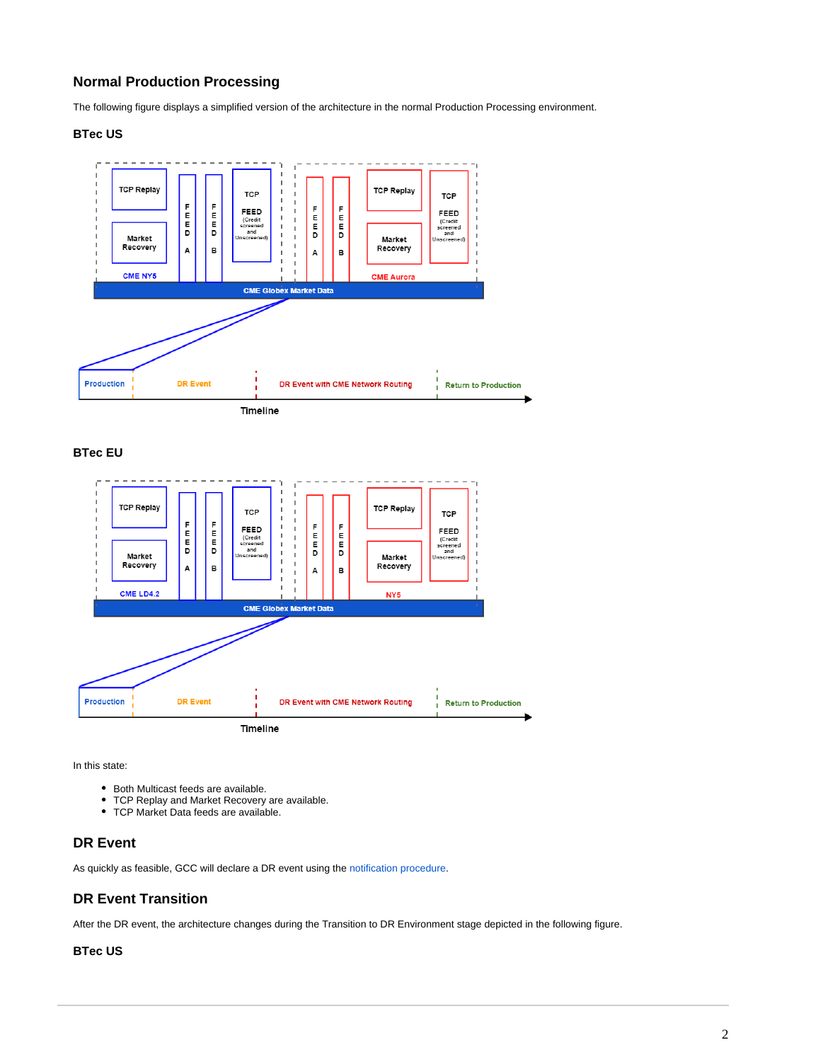## Normal Production Processing

The following figure displays a simplified version of the architecture in the normal Production Processing environment.

### BTec US

TCP Replay

Market Recovery

CME NY5

FEED A

FEED B

TCP FEED (Credit screened and Unscreened)

FEED A

FEED B

TCP Replay

Market Recovery

CME Aurora

TCP FEED (Credit screened and Unscreened)

CME Globex Market Data

Production | DR Event | DR Event with CME Network Routing | Return to Production

Timeline

### BTec EU

TCP Replay

Market Recovery

CME LD4.2

FEED A

FEED B

TCP FEED (Credit screened and Unscreened)

FEED A

FEED B

TCP Replay

Market Recovery

NY5

TCP FEED (Credit screened and Unscreened)

CME Globex Market Data

Production | DR Event | DR Event with CME Network Routing | Return to Production

Timeline

In this state:

- Both Multicast feeds are available.
- TCP Replay and Market Recovery are available.
- TCP Market Data feeds are available.

## DR Event

As quickly as feasible, GCC will declare a DR event using the notification procedure.

## DR Event Transition

After the DR event, the architecture changes during the Transition to DR Environment stage depicted in the following figure.

### BTec US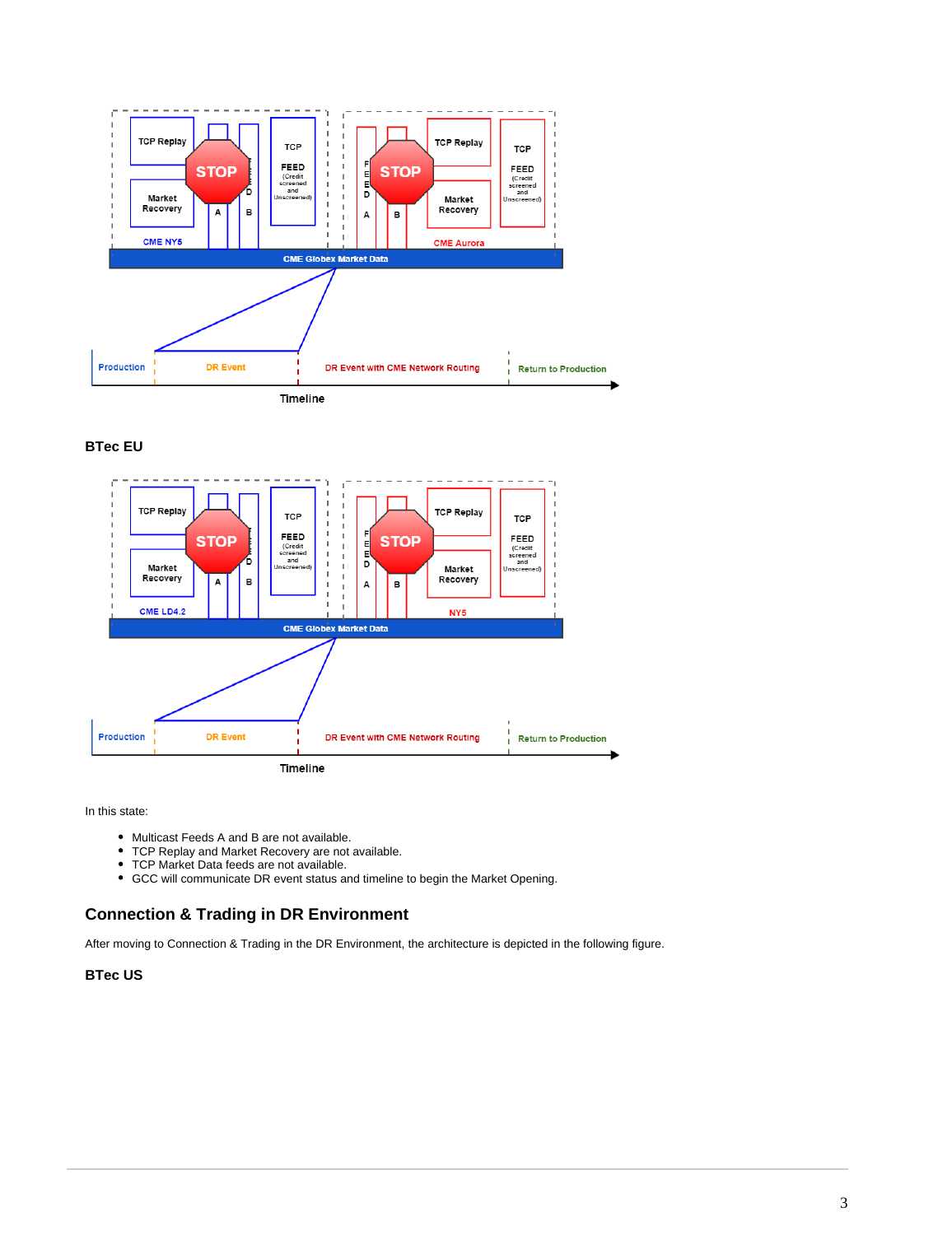### BTec EU

In this state:

- Multicast Feeds A and B are not available.
- TCP Replay and Market Recovery are not available.
- TCP Market Data feeds are not available.
- GCC will communicate DR event status and timeline to begin the Market Opening.

## Connection & Trading in DR Environment

After moving to Connection & Trading in the DR Environment, the architecture is depicted in the following figure.

### BTec US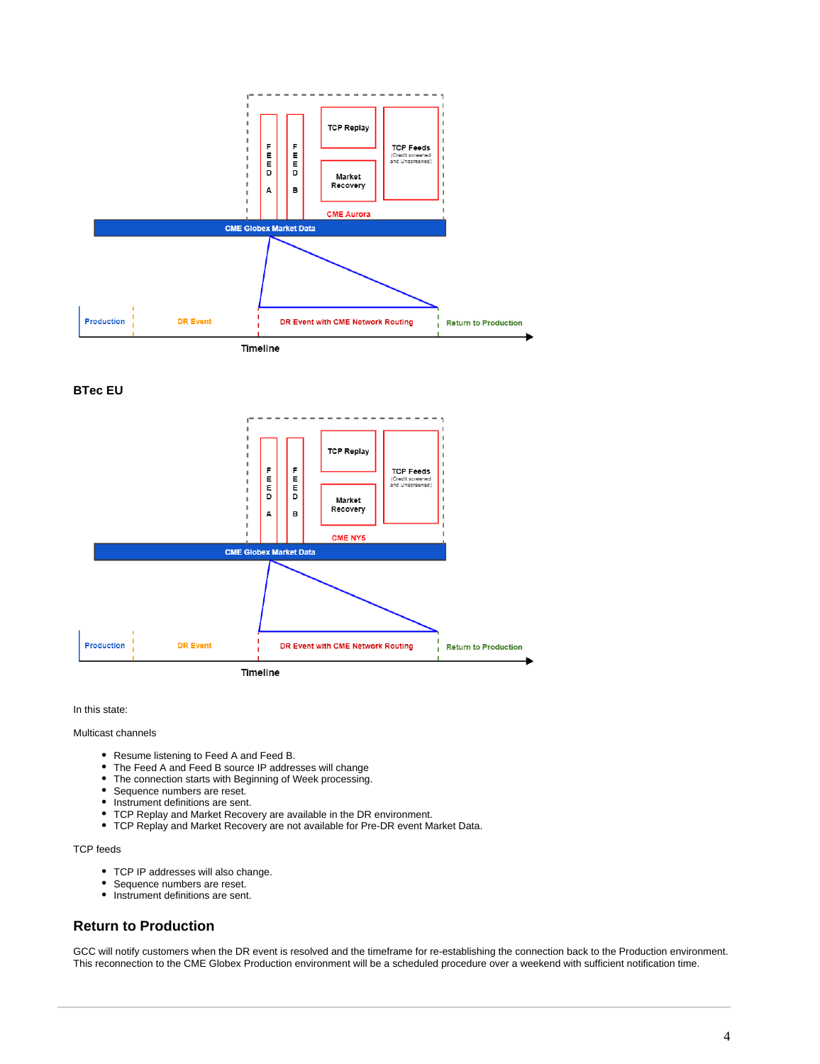FEED A
FEED B
TCP Replay
Market Recovery
TCP Feeds
(Credit screened and Unscreened)
CME Aurora
CME Globex Market Data
Production
DR Event
DR Event with CME Network Routing
Return to Production
Timeline

**BTec EU**

FEED A
FEED B
TCP Replay
Market Recovery
TCP Feeds
(Credit screened and Unscreened)
CME NY5
CME Globex Market Data
Production
DR Event
DR Event with CME Network Routing
Return to Production
Timeline

In this state:

Multicast channels

- Resume listening to Feed A and Feed B.
- The Feed A and Feed B source IP addresses will change
- The connection starts with Beginning of Week processing.
- Sequence numbers are reset.
- Instrument definitions are sent.
- TCP Replay and Market Recovery are available in the DR environment.
- TCP Replay and Market Recovery are not available for Pre-DR event Market Data.

TCP feeds

- TCP IP addresses will also change.
- Sequence numbers are reset.
- Instrument definitions are sent.

## Return to Production

GCC will notify customers when the DR event is resolved and the timeframe for re-establishing the connection back to the Production environment. This reconnection to the CME Globex Production environment will be a scheduled procedure over a weekend with sufficient notification time.